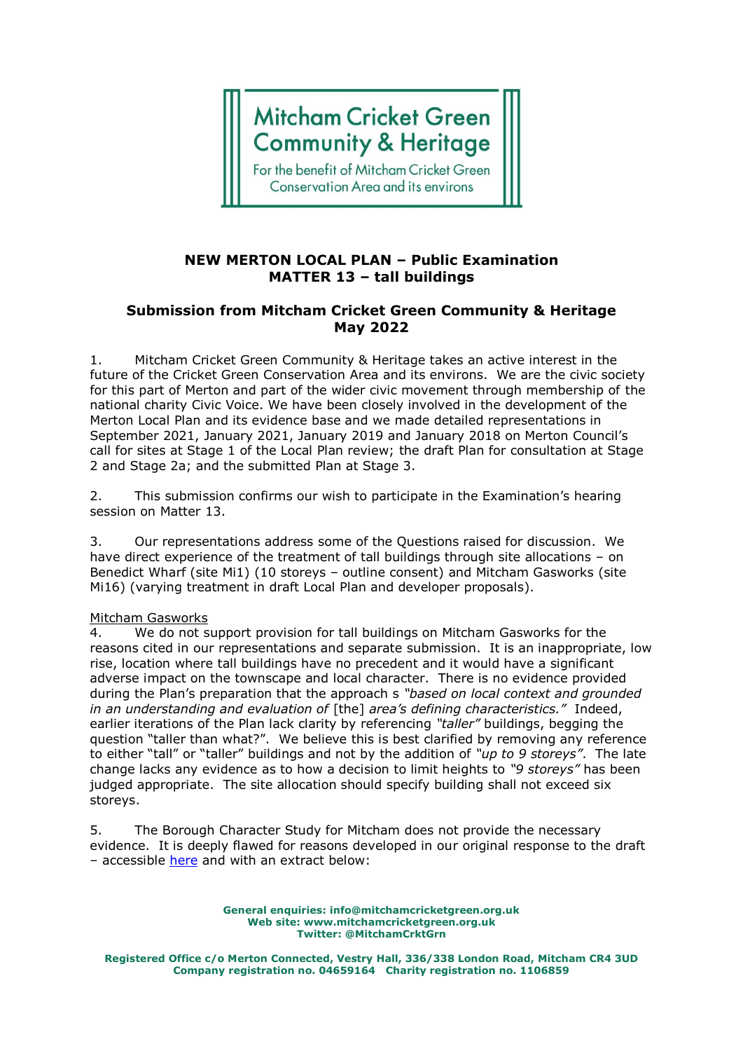Mitcham Cricket Green Community & Heritage

For the benefit of Mitcham Cricket Green Conservation Area and its environs

**NEW MERTON LOCAL PLAN – Public Examination**
**MATTER 13 – tall buildings**

**Submission from Mitcham Cricket Green Community & Heritage**
**May 2022**

1. Mitcham Cricket Green Community & Heritage takes an active interest in the future of the Cricket Green Conservation Area and its environs. We are the civic society for this part of Merton and part of the wider civic movement through membership of the national charity Civic Voice. We have been closely involved in the development of the Merton Local Plan and its evidence base and we made detailed representations in September 2021, January 2021, January 2019 and January 2018 on Merton Council's call for sites at Stage 1 of the Local Plan review; the draft Plan for consultation at Stage 2 and Stage 2a; and the submitted Plan at Stage 3.

2. This submission confirms our wish to participate in the Examination's hearing session on Matter 13.

3. Our representations address some of the Questions raised for discussion. We have direct experience of the treatment of tall buildings through site allocations – on Benedict Wharf (site Mi1) (10 storeys – outline consent) and Mitcham Gasworks (site Mi16) (varying treatment in draft Local Plan and developer proposals).

Mitcham Gasworks

4. We do not support provision for tall buildings on Mitcham Gasworks for the reasons cited in our representations and separate submission. It is an inappropriate, low rise, location where tall buildings have no precedent and it would have a significant adverse impact on the townscape and local character. There is no evidence provided during the Plan's preparation that the approach s *"based on local context and grounded in an understanding and evaluation of* [the] *area's defining characteristics."* Indeed, earlier iterations of the Plan lack clarity by referencing *"taller"* buildings, begging the question "taller than what?". We believe this is best clarified by removing any reference to either "tall" or "taller" buildings and not by the addition of *"up to 9 storeys"*. The late change lacks any evidence as to how a decision to limit heights to *"9 storeys"* has been judged appropriate. The site allocation should specify building shall not exceed six storeys.

5. The Borough Character Study for Mitcham does not provide the necessary evidence. It is deeply flawed for reasons developed in our original response to the draft – accessible here and with an extract below:

**General enquiries: info@mitchamcricketgreen.org.uk**
**Web site: www.mitchamcricketgreen.org.uk**
**Twitter: @MitchamCrktGrn**

**Registered Office c/o Merton Connected, Vestry Hall, 336/338 London Road, Mitcham CR4 3UD**
**Company registration no. 04659164 Charity registration no. 1106859**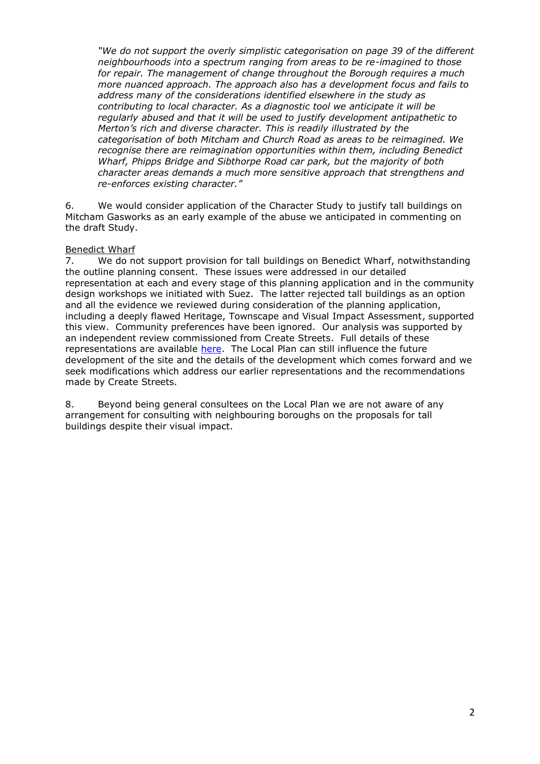*"We do not support the overly simplistic categorisation on page 39 of the different neighbourhoods into a spectrum ranging from areas to be re-imagined to those for repair. The management of change throughout the Borough requires a much more nuanced approach. The approach also has a development focus and fails to address many of the considerations identified elsewhere in the study as contributing to local character. As a diagnostic tool we anticipate it will be regularly abused and that it will be used to justify development antipathetic to Merton's rich and diverse character. This is readily illustrated by the categorisation of both Mitcham and Church Road as areas to be reimagined. We recognise there are reimagination opportunities within them, including Benedict Wharf, Phipps Bridge and Sibthorpe Road car park, but the majority of both character areas demands a much more sensitive approach that strengthens and re-enforces existing character."*

6. We would consider application of the Character Study to justify tall buildings on Mitcham Gasworks as an early example of the abuse we anticipated in commenting on the draft Study.

<u>Benedict Wharf</u>

7. We do not support provision for tall buildings on Benedict Wharf, notwithstanding the outline planning consent. These issues were addressed in our detailed representation at each and every stage of this planning application and in the community design workshops we initiated with Suez. The latter rejected tall buildings as an option and all the evidence we reviewed during consideration of the planning application, including a deeply flawed Heritage, Townscape and Visual Impact Assessment, supported this view. Community preferences have been ignored. Our analysis was supported by an independent review commissioned from Create Streets. Full details of these representations are available [here](). The Local Plan can still influence the future development of the site and the details of the development which comes forward and we seek modifications which address our earlier representations and the recommendations made by Create Streets.

8. Beyond being general consultees on the Local Plan we are not aware of any arrangement for consulting with neighbouring boroughs on the proposals for tall buildings despite their visual impact.